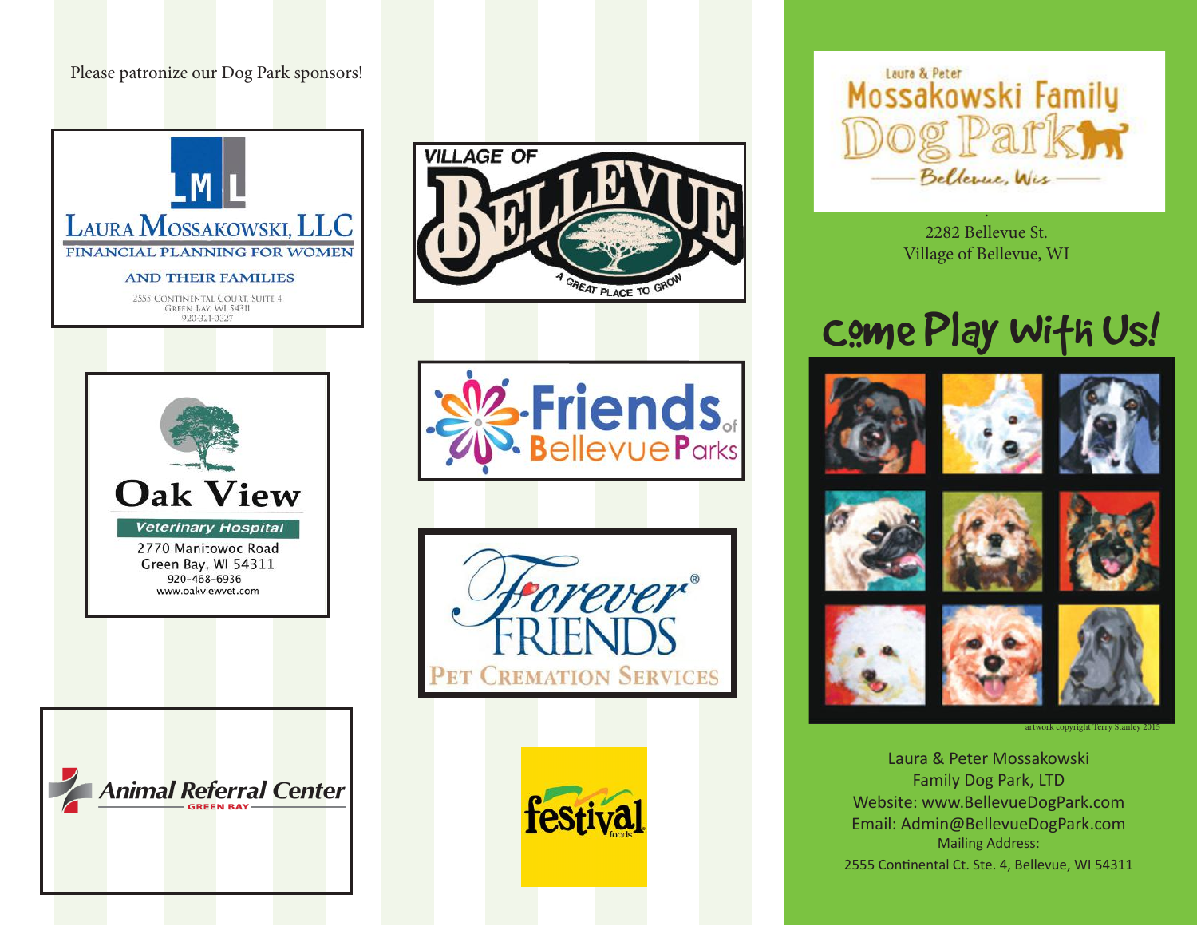Please patronize our Dog Park sponsors!

LML
LAURA MOSSAKOWSKI, LLC
FINANCIAL PLANNING FOR WOMEN
AND THEIR FAMILIES
2555 CONTINENTAL COURT, SUITE 4
GREEN BAY, WI 54311
920-321-0327

VILLAGE OF BELLEVUE
A GREAT PLACE TO GROW

Oak View
Veterinary Hospital
2770 Manitowoc Road
Green Bay, WI 54311
920-468-6936
www.oakviewvet.com

Friends of Bellevue Parks

Forever® FRIENDS
PET CREMATION SERVICES

Animal Referral Center
GREEN BAY

festival foods

Laura & Peter
Mossakowski Family
Dog Park
Bellevue, Wis

2282 Bellevue St.
Village of Bellevue, WI

# Come Play With Us!

artwork copyright Terry Stanley 2015

Laura & Peter Mossakowski
Family Dog Park, LTD
Website: www.BellevueDogPark.com
Email: Admin@BellevueDogPark.com
Mailing Address:
2555 Continental Ct. Ste. 4, Bellevue, WI 54311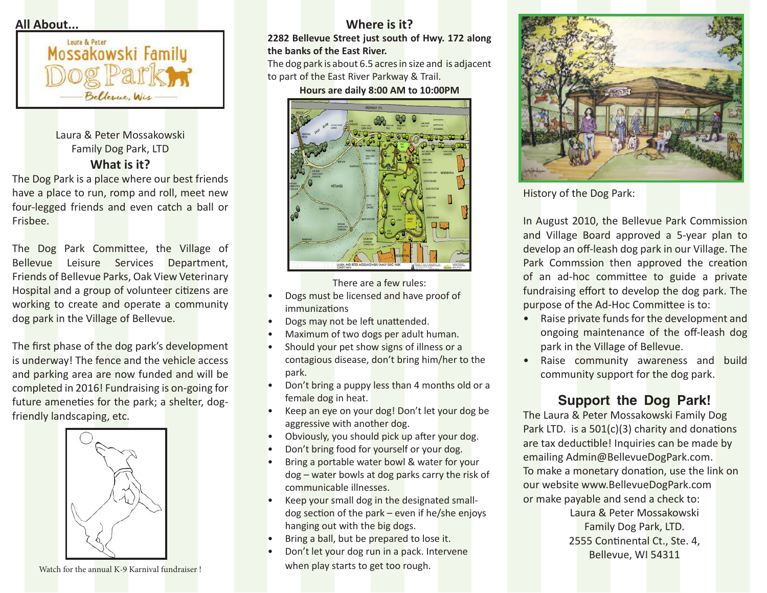## All About...

Laura & Peter Mossakowski Family Dog Park
Bellevue, Wis

Laura & Peter Mossakowski Family Dog Park, LTD

### What is it?

The Dog Park is a place where our best friends have a place to run, romp and roll, meet new four-legged friends and even catch a ball or Frisbee.

The Dog Park Committee, the Village of Bellevue Leisure Services Department, Friends of Bellevue Parks, Oak View Veterinary Hospital and a group of volunteer citizens are working to create and operate a community dog park in the Village of Bellevue.

The first phase of the dog park's development is underway! The fence and the vehicle access and parking area are now funded and will be completed in 2016! Fundraising is on-going for future amenetìes for the park; a shelter, dog-friendly landscaping, etc.

Watch for the annual K-9 Karnival fundraiser !

### Where is it?

**2282 Bellevue Street just south of Hwy. 172 along the banks of the East River.**

The dog park is about 6.5 acres in size and is adjacent to part of the East River Parkway & Trail.

**Hours are daily 8:00 AM to 10:00PM**

There are a few rules:

- Dogs must be licensed and have proof of immunizations
- Dogs may not be left unattended.
- Maximum of two dogs per adult human.
- Should your pet show signs of illness or a contagious disease, don't bring him/her to the park.
- Don't bring a puppy less than 4 months old or a female dog in heat.
- Keep an eye on your dog! Don't let your dog be aggressive with another dog.
- Obviously, you should pick up after your dog.
- Don't bring food for yourself or your dog.
- Bring a portable water bowl & water for your dog – water bowls at dog parks carry the risk of communicable illnesses.
- Keep your small dog in the designated small-dog section of the park – even if he/she enjoys hanging out with the big dogs.
- Bring a ball, but be prepared to lose it.
- Don't let your dog run in a pack. Intervene when play starts to get too rough.

History of the Dog Park:

In August 2010, the Bellevue Park Commission and Village Board approved a 5-year plan to develop an off-leash dog park in our Village. The Park Commssion then approved the creation of an ad-hoc committee to guide a private fundraising effort to develop the dog park. The purpose of the Ad-Hoc Committee is to:

- Raise private funds for the development and ongoing maintenance of the off-leash dog park in the Village of Bellevue.
- Raise community awareness and build community support for the dog park.

### Support the Dog Park!

The Laura & Peter Mossakowski Family Dog Park LTD. is a 501(c)(3) charity and donations are tax deductible! Inquiries can be made by emailing Admin@BellevueDogPark.com.
To make a monetary donation, use the link on our website www.BellevueDogPark.com or make payable and send a check to:

Laura & Peter Mossakowski
Family Dog Park, LTD.
2555 Continental Ct., Ste. 4,
Bellevue, WI 54311